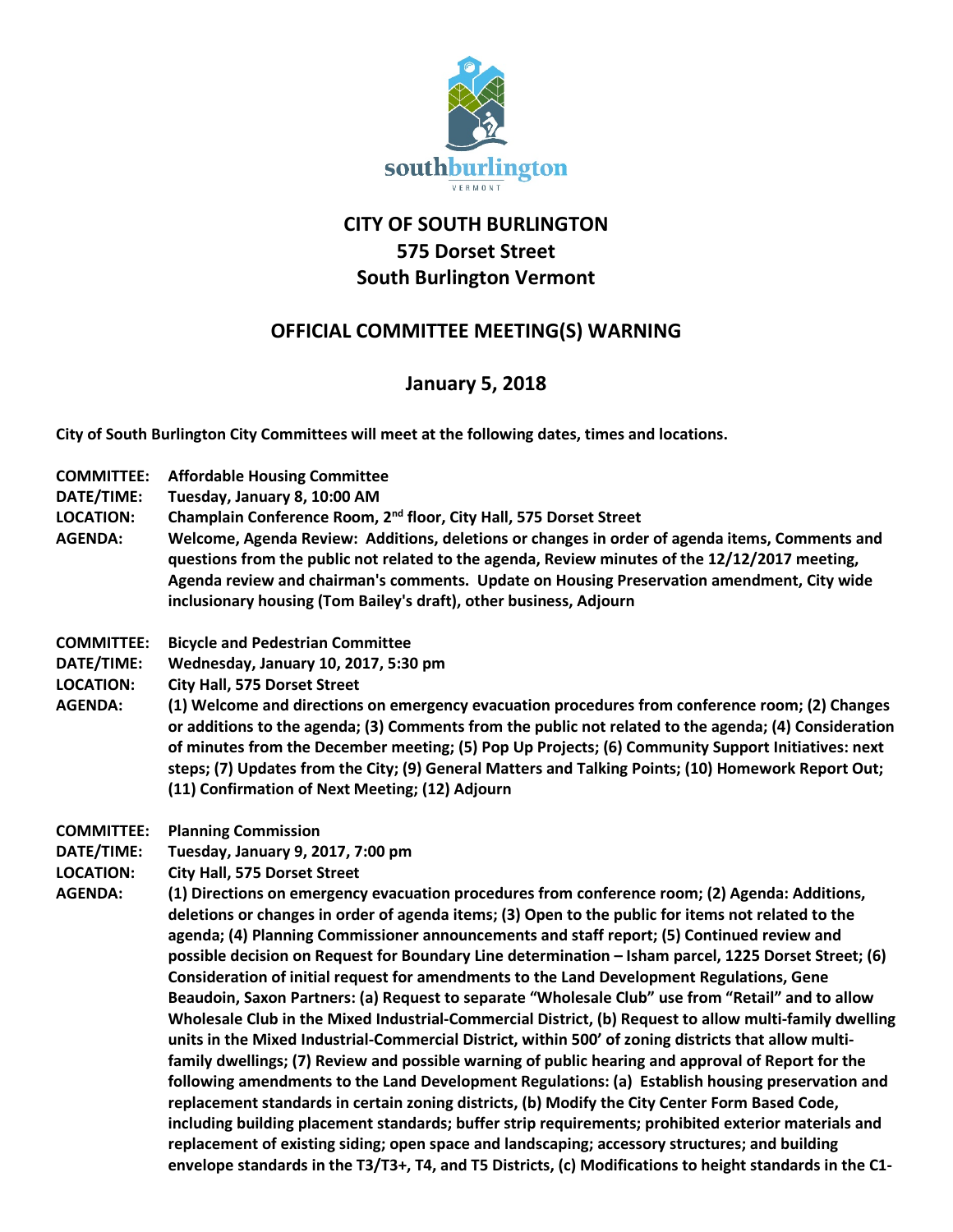# CITY OF SOUTH BURLINGTON
## 575 Dorset Street
## South Burlington Vermont

## OFFICIAL COMMITTEE MEETING(S) WARNING

## January 5, 2018

**City of South Burlington City Committees will meet at the following dates, times and locations.**

**COMMITTEE:** **Affordable Housing Committee**
**DATE/TIME:** **Tuesday, January 8, 10:00 AM**
**LOCATION:** **Champlain Conference Room, 2nd floor, City Hall, 575 Dorset Street**
**AGENDA:** **Welcome, Agenda Review: Additions, deletions or changes in order of agenda items, Comments and questions from the public not related to the agenda, Review minutes of the 12/12/2017 meeting, Agenda review and chairman's comments. Update on Housing Preservation amendment, City wide inclusionary housing (Tom Bailey's draft), other business, Adjourn**

**COMMITTEE:** **Bicycle and Pedestrian Committee**
**DATE/TIME:** **Wednesday, January 10, 2017, 5:30 pm**
**LOCATION:** **City Hall, 575 Dorset Street**
**AGENDA:** **(1) Welcome and directions on emergency evacuation procedures from conference room; (2) Changes or additions to the agenda; (3) Comments from the public not related to the agenda; (4) Consideration of minutes from the December meeting; (5) Pop Up Projects; (6) Community Support Initiatives: next steps; (7) Updates from the City; (9) General Matters and Talking Points; (10) Homework Report Out; (11) Confirmation of Next Meeting; (12) Adjourn**

**COMMITTEE:** **Planning Commission**
**DATE/TIME:** **Tuesday, January 9, 2017, 7:00 pm**
**LOCATION:** **City Hall, 575 Dorset Street**
**AGENDA:** **(1) Directions on emergency evacuation procedures from conference room; (2) Agenda: Additions, deletions or changes in order of agenda items; (3) Open to the public for items not related to the agenda; (4) Planning Commissioner announcements and staff report; (5) Continued review and possible decision on Request for Boundary Line determination – Isham parcel, 1225 Dorset Street; (6) Consideration of initial request for amendments to the Land Development Regulations, Gene Beaudoin, Saxon Partners: (a) Request to separate "Wholesale Club" use from "Retail" and to allow Wholesale Club in the Mixed Industrial-Commercial District, (b) Request to allow multi-family dwelling units in the Mixed Industrial-Commercial District, within 500' of zoning districts that allow multi-family dwellings; (7) Review and possible warning of public hearing and approval of Report for the following amendments to the Land Development Regulations: (a) Establish housing preservation and replacement standards in certain zoning districts, (b) Modify the City Center Form Based Code, including building placement standards; buffer strip requirements; prohibited exterior materials and replacement of existing siding; open space and landscaping; accessory structures; and building envelope standards in the T3/T3+, T4, and T5 Districts, (c) Modifications to height standards in the C1-**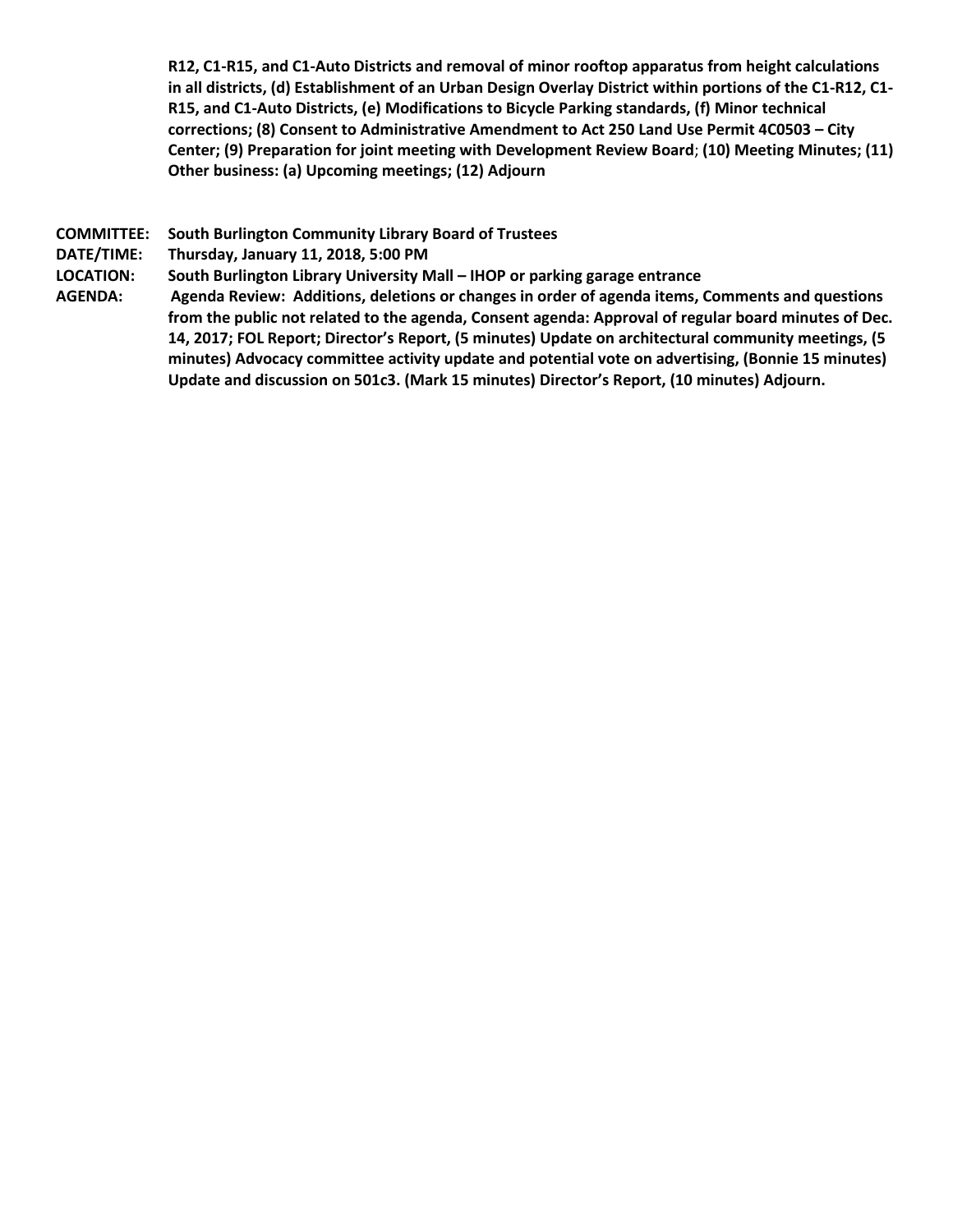**R12, C1-R15, and C1-Auto Districts and removal of minor rooftop apparatus from height calculations in all districts, (d) Establishment of an Urban Design Overlay District within portions of the C1-R12, C1-R15, and C1-Auto Districts, (e) Modifications to Bicycle Parking standards, (f) Minor technical corrections; (8) Consent to Administrative Amendment to Act 250 Land Use Permit 4C0503 – City Center; (9) Preparation for joint meeting with Development Review Board; (10) Meeting Minutes; (11) Other business: (a) Upcoming meetings; (12) Adjourn**

**COMMITTEE:** **South Burlington Community Library Board of Trustees**
**DATE/TIME:** **Thursday, January 11, 2018, 5:00 PM**
**LOCATION:** **South Burlington Library University Mall – IHOP or parking garage entrance**
**AGENDA:** **Agenda Review: Additions, deletions or changes in order of agenda items, Comments and questions from the public not related to the agenda, Consent agenda: Approval of regular board minutes of Dec. 14, 2017; FOL Report; Director's Report, (5 minutes) Update on architectural community meetings, (5 minutes) Advocacy committee activity update and potential vote on advertising, (Bonnie 15 minutes) Update and discussion on 501c3. (Mark 15 minutes) Director's Report, (10 minutes) Adjourn.**